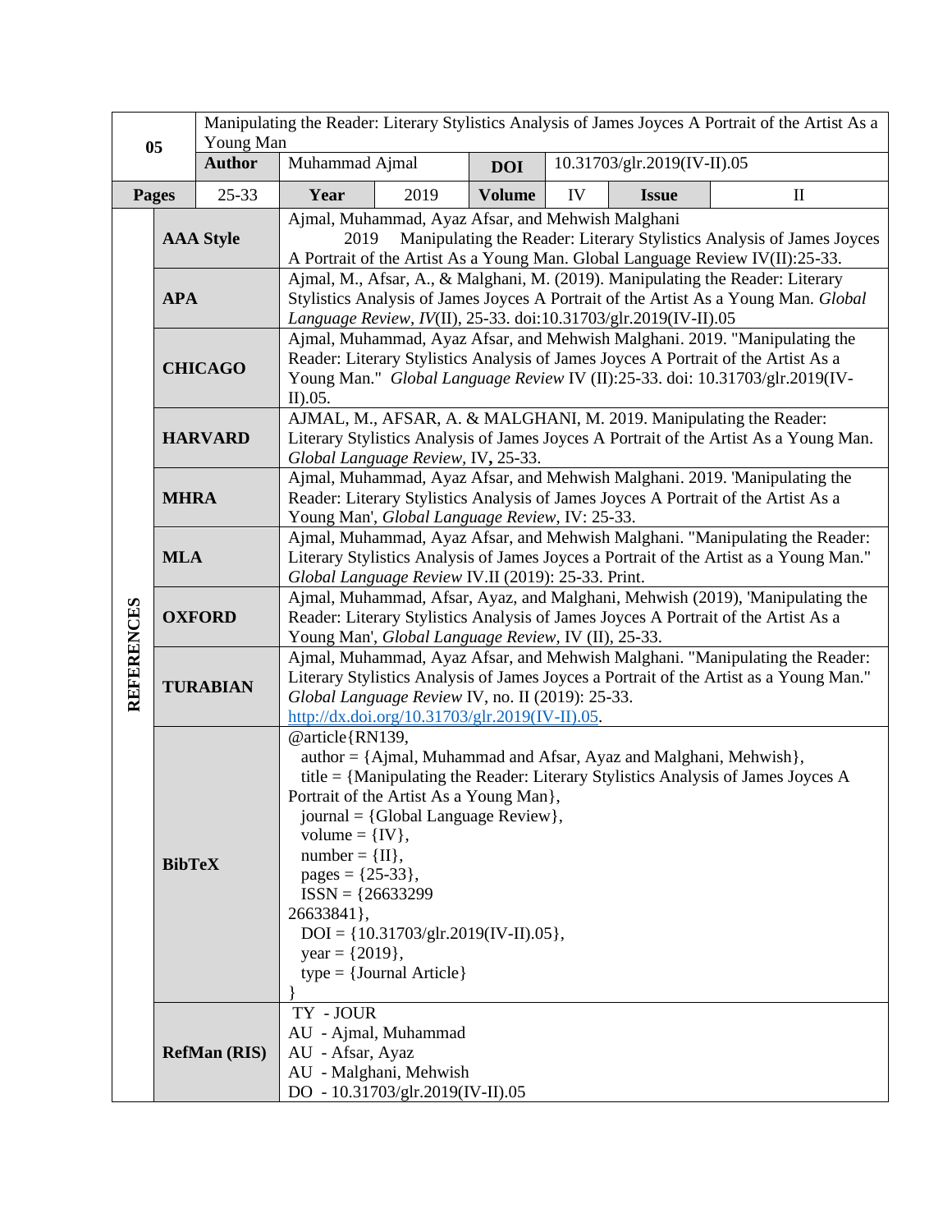| 05 | Manipulating the Reader: Literary Stylistics Analysis of James Joyces A Portrait of the Artist As a Young Man | | | | | | |
|---|---|---|---|---|---|---|---|
| | **Author** | Muhammad Ajmal | | **DOI** | 10.31703/glr.2019(IV-II).05 | | |
| **Pages** | 25-33 | **Year** | 2019 | **Volume** | IV | **Issue** | II |

| REFERENCES | | |
|---|---|---|
| | **AAA Style** | Ajmal, Muhammad, Ayaz Afsar, and Mehwish Malghani 2019 Manipulating the Reader: Literary Stylistics Analysis of James Joyces A Portrait of the Artist As a Young Man. Global Language Review IV(II):25-33. |
| | **APA** | Ajmal, M., Afsar, A., & Malghani, M. (2019). Manipulating the Reader: Literary Stylistics Analysis of James Joyces A Portrait of the Artist As a Young Man. *Global Language Review*, *IV*(II), 25-33. doi:10.31703/glr.2019(IV-II).05 |
| | **CHICAGO** | Ajmal, Muhammad, Ayaz Afsar, and Mehwish Malghani. 2019. "Manipulating the Reader: Literary Stylistics Analysis of James Joyces A Portrait of the Artist As a Young Man." *Global Language Review* IV (II):25-33. doi: 10.31703/glr.2019(IV-II).05. |
| | **HARVARD** | AJMAL, M., AFSAR, A. & MALGHANI, M. 2019. Manipulating the Reader: Literary Stylistics Analysis of James Joyces A Portrait of the Artist As a Young Man. *Global Language Review*, IV**,** 25-33. |
| | **MHRA** | Ajmal, Muhammad, Ayaz Afsar, and Mehwish Malghani. 2019. 'Manipulating the Reader: Literary Stylistics Analysis of James Joyces A Portrait of the Artist As a Young Man', *Global Language Review*, IV: 25-33. |
| | **MLA** | Ajmal, Muhammad, Ayaz Afsar, and Mehwish Malghani. "Manipulating the Reader: Literary Stylistics Analysis of James Joyces a Portrait of the Artist as a Young Man." *Global Language Review* IV.II (2019): 25-33. Print. |
| | **OXFORD** | Ajmal, Muhammad, Afsar, Ayaz, and Malghani, Mehwish (2019), 'Manipulating the Reader: Literary Stylistics Analysis of James Joyces A Portrait of the Artist As a Young Man', *Global Language Review*, IV (II), 25-33. |
| | **TURABIAN** | Ajmal, Muhammad, Ayaz Afsar, and Mehwish Malghani. "Manipulating the Reader: Literary Stylistics Analysis of James Joyces a Portrait of the Artist as a Young Man." *Global Language Review* IV, no. II (2019): 25-33. http://dx.doi.org/10.31703/glr.2019(IV-II).05. |
| | **BibTeX** | @article{RN139, author = {Ajmal, Muhammad and Afsar, Ayaz and Malghani, Mehwish}, title = {Manipulating the Reader: Literary Stylistics Analysis of James Joyces A Portrait of the Artist As a Young Man}, journal = {Global Language Review}, volume = {IV}, number = {II}, pages = {25-33}, ISSN = {26633299 26633841}, DOI = {10.31703/glr.2019(IV-II).05}, year = {2019}, type = {Journal Article} } |
| | **RefMan (RIS)** | TY - JOUR<br>AU - Ajmal, Muhammad<br>AU - Afsar, Ayaz<br>AU - Malghani, Mehwish<br>DO - 10.31703/glr.2019(IV-II).05 |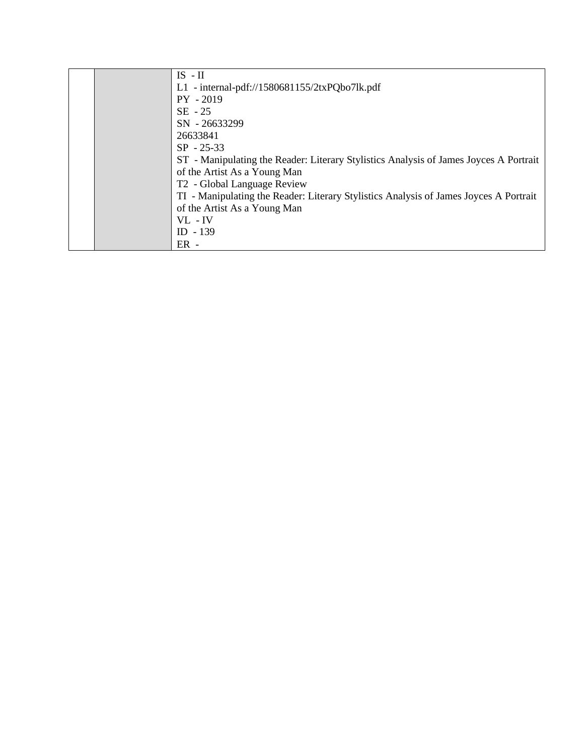| | | |
|---|---|---|
| | | IS - II<br>L1 - internal-pdf://1580681155/2txPQbo7lk.pdf<br>PY - 2019<br>SE - 25<br>SN - 26633299<br>26633841<br>SP - 25-33<br>ST - Manipulating the Reader: Literary Stylistics Analysis of James Joyces A Portrait of the Artist As a Young Man<br>T2 - Global Language Review<br>TI - Manipulating the Reader: Literary Stylistics Analysis of James Joyces A Portrait of the Artist As a Young Man<br>VL - IV<br>ID - 139<br>ER - |